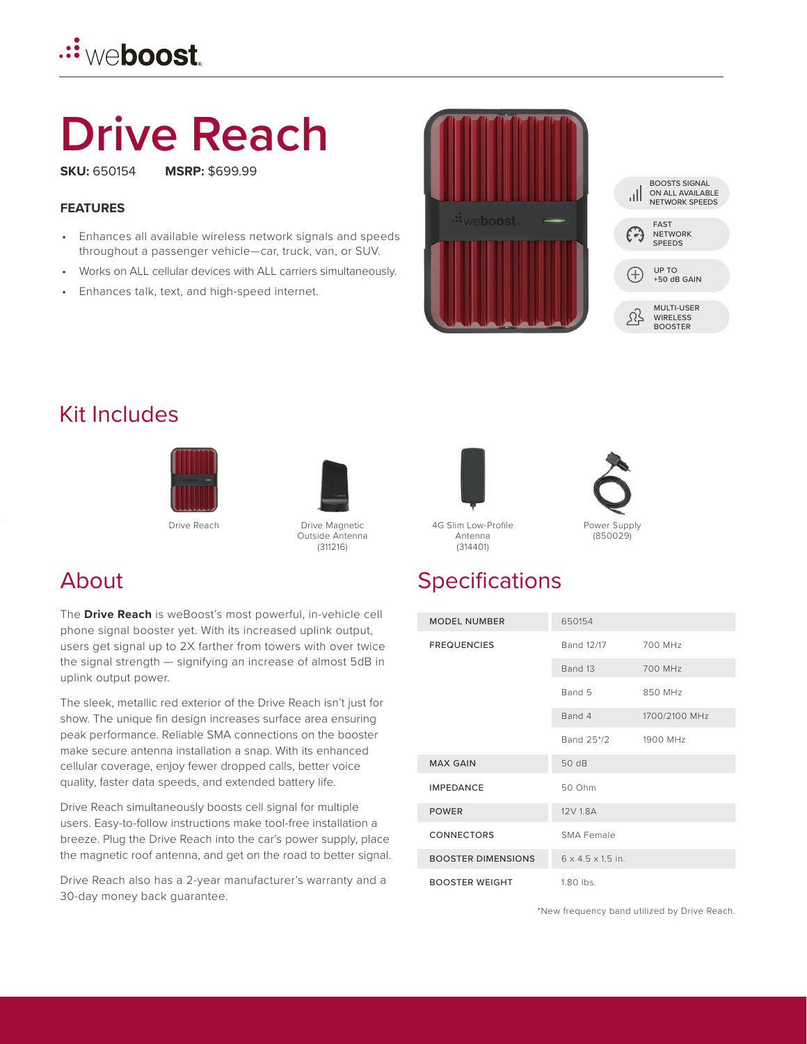# Drive Reach

**SKU:** 650154  **MSRP:** $699.99

**FEATURES**

- Enhances all available wireless network signals and speeds throughout a passenger vehicle—car, truck, van, or SUV.
- Works on ALL cellular devices with ALL carriers simultaneously.
- Enhances talk, text, and high-speed internet.

BOOSTS SIGNAL ON ALL AVAILABLE NETWORK SPEEDS

FAST NETWORK SPEEDS

UP TO +50 dB GAIN

MULTI-USER WIRELESS BOOSTER

## Kit Includes

Drive Reach

Drive Magnetic Outside Antenna (311216)

4G Slim Low-Profile Antenna (314401)

Power Supply (850029)

## About

The **Drive Reach** is weBoost's most powerful, in-vehicle cell phone signal booster yet. With its increased uplink output, users get signal up to 2X farther from towers with over twice the signal strength — signifying an increase of almost 5dB in uplink output power.

The sleek, metallic red exterior of the Drive Reach isn't just for show. The unique fin design increases surface area ensuring peak performance. Reliable SMA connections on the booster make secure antenna installation a snap. With its enhanced cellular coverage, enjoy fewer dropped calls, better voice quality, faster data speeds, and extended battery life.

Drive Reach simultaneously boosts cell signal for multiple users. Easy-to-follow instructions make tool-free installation a breeze. Plug the Drive Reach into the car's power supply, place the magnetic roof antenna, and get on the road to better signal.

Drive Reach also has a 2-year manufacturer's warranty and a 30-day money back guarantee.

## Specifications

| | | |
|---|---|---|
| MODEL NUMBER | 650154 | |
| FREQUENCIES | Band 12/17 | 700 MHz |
| | Band 13 | 700 MHz |
| | Band 5 | 850 MHz |
| | Band 4 | 1700/2100 MHz |
| | Band 25*/2 | 1900 MHz |
| MAX GAIN | 50 dB | |
| IMPEDANCE | 50 Ohm | |
| POWER | 12V 1.8A | |
| CONNECTORS | SMA Female | |
| BOOSTER DIMENSIONS | 6 x 4.5 x 1.5 in. | |
| BOOSTER WEIGHT | 1.80 lbs. | |

*New frequency band utilized by Drive Reach.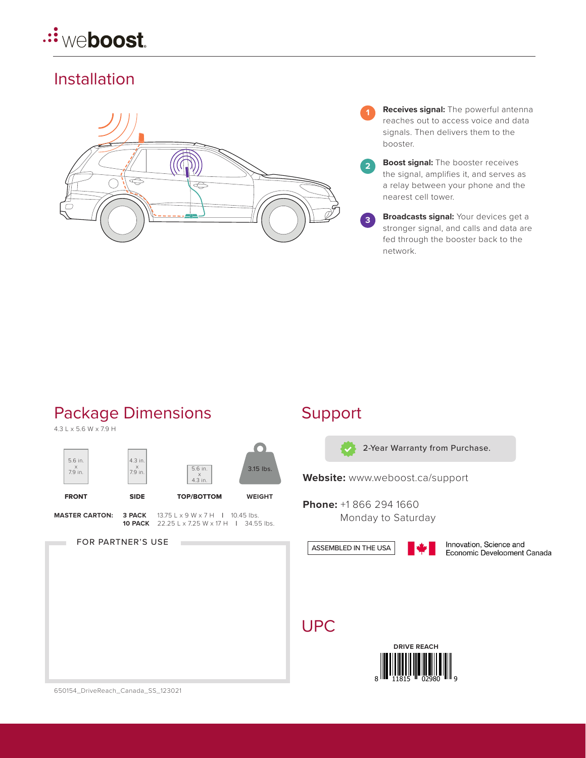# Installation

1. **Receives signal:** The powerful antenna reaches out to access voice and data signals. Then delivers them to the booster.
2. **Boost signal:** The booster receives the signal, amplifies it, and serves as a relay between your phone and the nearest cell tower.
3. **Broadcasts signal:** Your devices get a stronger signal, and calls and data are fed through the booster back to the network.

## Package Dimensions

4.3 L x 5.6 W x 7.9 H

| FRONT | SIDE | TOP/BOTTOM | WEIGHT |
|---|---|---|---|
| 5.6 in. x 7.9 in. | 4.3 in. x 7.9 in. | 5.6 in. x 4.3 in. | 3.15 lbs. |

**MASTER CARTON:**

| | | |
|---|---|---|
| **3 PACK** | 13.75 L x 9 W x 7 H | 10.45 lbs. |
| **10 PACK** | 22.25 L x 7.25 W x 17 H | 34.55 lbs. |

FOR PARTNER'S USE

## Support

2-Year Warranty from Purchase.

**Website:** www.weboost.ca/support

**Phone:** +1 866 294 1660
Monday to Saturday

ASSEMBLED IN THE USA

Innovation, Science and Economic Development Canada

## UPC

DRIVE REACH

8 11815 02980 9

650154_DriveReach_Canada_SS_123021